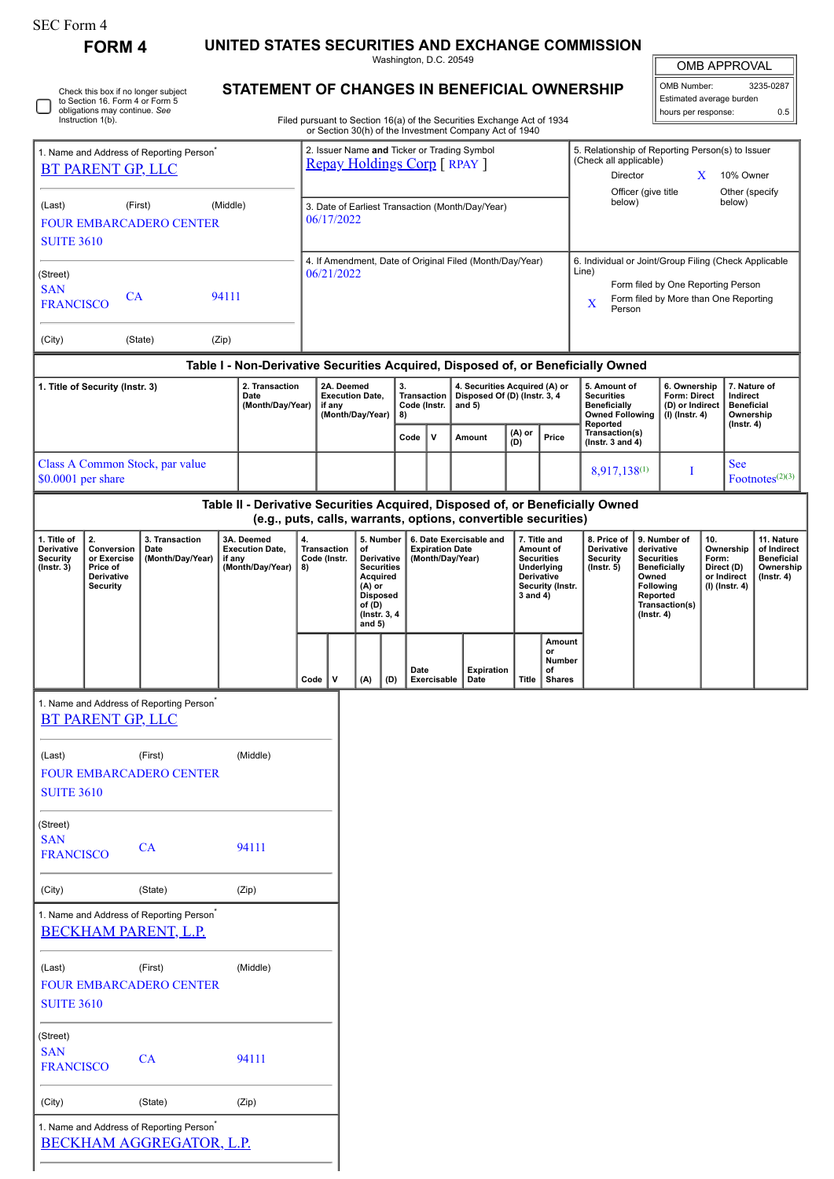SEC Form 4

# FORM 4

## UNITED STATES SECURITIES AND EXCHANGE COMMISSION

Washington, D.C. 20549

## STATEMENT OF CHANGES IN BENEFICIAL OWNERSHIP

Filed pursuant to Section 16(a) of the Securities Exchange Act of 1934 or Section 30(h) of the Investment Company Act of 1940

| OMB APPROVAL | |
|---|---|
| OMB Number: | 3235-0287 |
| Estimated average burden | |
| hours per response: | 0.5 |

☐ Check this box if no longer subject to Section 16. Form 4 or Form 5 obligations may continue. *See* Instruction 1(b).

1. Name and Address of Reporting Person*
BT PARENT GP, LLC

(Last) (First) (Middle)
FOUR EMBARCADERO CENTER
SUITE 3610

(Street)
SAN FRANCISCO CA 94111

(City) (State) (Zip)

2. Issuer Name **and** Ticker or Trading Symbol
Repay Holdings Corp [ RPAY ]

3. Date of Earliest Transaction (Month/Day/Year)
06/17/2022

4. If Amendment, Date of Original Filed (Month/Day/Year)
06/21/2022

5. Relationship of Reporting Person(s) to Issuer (Check all applicable)
Director
X 10% Owner
Officer (give title below)
Other (specify below)

6. Individual or Joint/Group Filing (Check Applicable Line)
Form filed by One Reporting Person
X Form filed by More than One Reporting Person

### Table I - Non-Derivative Securities Acquired, Disposed of, or Beneficially Owned

| 1. Title of Security (Instr. 3) | 2. Transaction Date (Month/Day/Year) | 2A. Deemed Execution Date, if any (Month/Day/Year) | 3. Transaction Code (Instr. 8) | | 4. Securities Acquired (A) or Disposed Of (D) (Instr. 3, 4 and 5) | | | 5. Amount of Securities Beneficially Owned Following Reported Transaction(s) (Instr. 3 and 4) | 6. Ownership Form: Direct (D) or Indirect (I) (Instr. 4) | 7. Nature of Indirect Beneficial Ownership (Instr. 4) |
|---|---|---|---|---|---|---|---|---|---|---|
| | | | Code | V | Amount | (A) or (D) | Price | | | |
| Class A Common Stock, par value $0.0001 per share | | | | | | | | 8,917,138[(1)] | I | See Footnotes[(2)(3)] |

### Table II - Derivative Securities Acquired, Disposed of, or Beneficially Owned (e.g., puts, calls, warrants, options, convertible securities)

| 1. Title of Derivative Security (Instr. 3) | 2. Conversion or Exercise Price of Derivative Security | 3. Transaction Date (Month/Day/Year) | 3A. Deemed Execution Date, if any (Month/Day/Year) | 4. Transaction Code (Instr. 8) | | 5. Number of Derivative Securities Acquired (A) or Disposed of (D) (Instr. 3, 4 and 5) | | 6. Date Exercisable and Expiration Date (Month/Day/Year) | | 7. Title and Amount of Securities Underlying Derivative Security (Instr. 3 and 4) | | 8. Price of Derivative Security (Instr. 5) | 9. Number of derivative Securities Beneficially Owned Following Reported Transaction(s) (Instr. 4) | 10. Ownership Form: Direct (D) or Indirect (I) (Instr. 4) | 11. Nature of Indirect Beneficial Ownership (Instr. 4) |
|---|---|---|---|---|---|---|---|---|---|---|---|---|---|---|---|
| | | | | Code | V | (A) | (D) | Date Exercisable | Expiration Date | Title | Amount or Number of Shares | | | | |

1. Name and Address of Reporting Person*
BT PARENT GP, LLC

(Last) (First) (Middle)
FOUR EMBARCADERO CENTER
SUITE 3610

(Street)
SAN FRANCISCO CA 94111

(City) (State) (Zip)

1. Name and Address of Reporting Person*
BECKHAM PARENT, L.P.

(Last) (First) (Middle)
FOUR EMBARCADERO CENTER
SUITE 3610

(Street)
SAN FRANCISCO CA 94111

(City) (State) (Zip)

1. Name and Address of Reporting Person*
BECKHAM AGGREGATOR, L.P.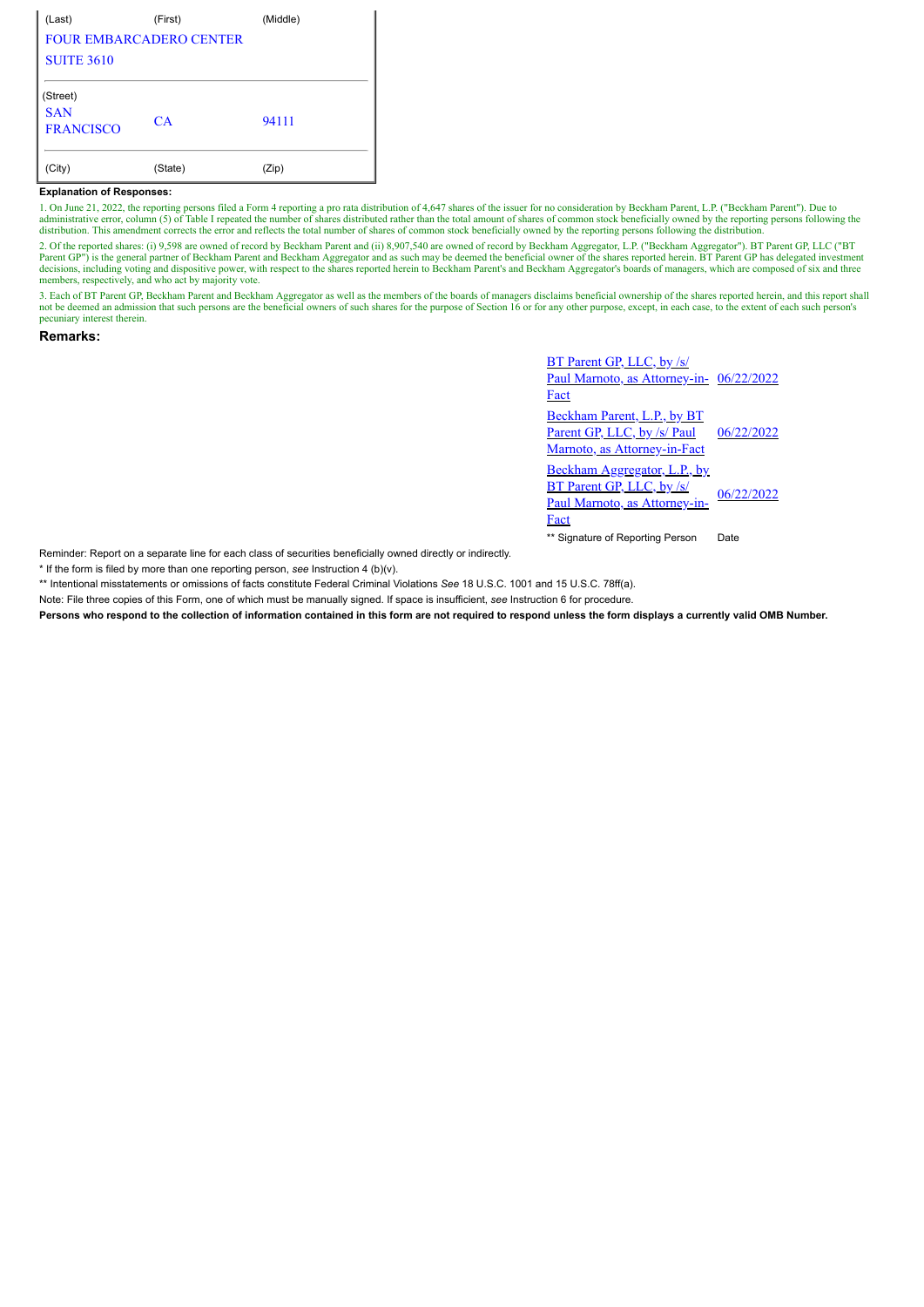| (Last) | (First) | (Middle) |
|---|---|---|
| FOUR EMBARCADERO CENTER SUITE 3610 | | |
| (Street) | | |
| SAN FRANCISCO | CA | 94111 |
| (City) | (State) | (Zip) |

**Explanation of Responses:**

1. On June 21, 2022, the reporting persons filed a Form 4 reporting a pro rata distribution of 4,647 shares of the issuer for no consideration by Beckham Parent, L.P. ("Beckham Parent"). Due to administrative error, column (5) of Table I repeated the number of shares distributed rather than the total amount of shares of common stock beneficially owned by the reporting persons following the distribution. This amendment corrects the error and reflects the total number of shares of common stock beneficially owned by the reporting persons following the distribution.

2. Of the reported shares: (i) 9,598 are owned of record by Beckham Parent and (ii) 8,907,540 are owned of record by Beckham Aggregator, L.P. ("Beckham Aggregator"). BT Parent GP, LLC ("BT Parent GP") is the general partner of Beckham Parent and Beckham Aggregator and as such may be deemed the beneficial owner of the shares reported herein. BT Parent GP has delegated investment decisions, including voting and dispositive power, with respect to the shares reported herein to Beckham Parent's and Beckham Aggregator's boards of managers, which are composed of six and three members, respectively, and who act by majority vote.

3. Each of BT Parent GP, Beckham Parent and Beckham Aggregator as well as the members of the boards of managers disclaims beneficial ownership of the shares reported herein, and this report shall not be deemed an admission that such persons are the beneficial owners of such shares for the purpose of Section 16 or for any other purpose, except, in each case, to the extent of each such person's pecuniary interest therein.

**Remarks:**

| | |
|---|---|
| BT Parent GP, LLC, by /s/ Paul Marnoto, as Attorney-in-Fact | 06/22/2022 |
| Beckham Parent, L.P., by BT Parent GP, LLC, by /s/ Paul Marnoto, as Attorney-in-Fact | 06/22/2022 |
| Beckham Aggregator, L.P., by BT Parent GP, LLC, by /s/ Paul Marnoto, as Attorney-in-Fact | 06/22/2022 |
| ** Signature of Reporting Person | Date |

Reminder: Report on a separate line for each class of securities beneficially owned directly or indirectly.

* If the form is filed by more than one reporting person, *see* Instruction 4 (b)(v).

** Intentional misstatements or omissions of facts constitute Federal Criminal Violations *See* 18 U.S.C. 1001 and 15 U.S.C. 78ff(a).

Note: File three copies of this Form, one of which must be manually signed. If space is insufficient, *see* Instruction 6 for procedure.

**Persons who respond to the collection of information contained in this form are not required to respond unless the form displays a currently valid OMB Number.**